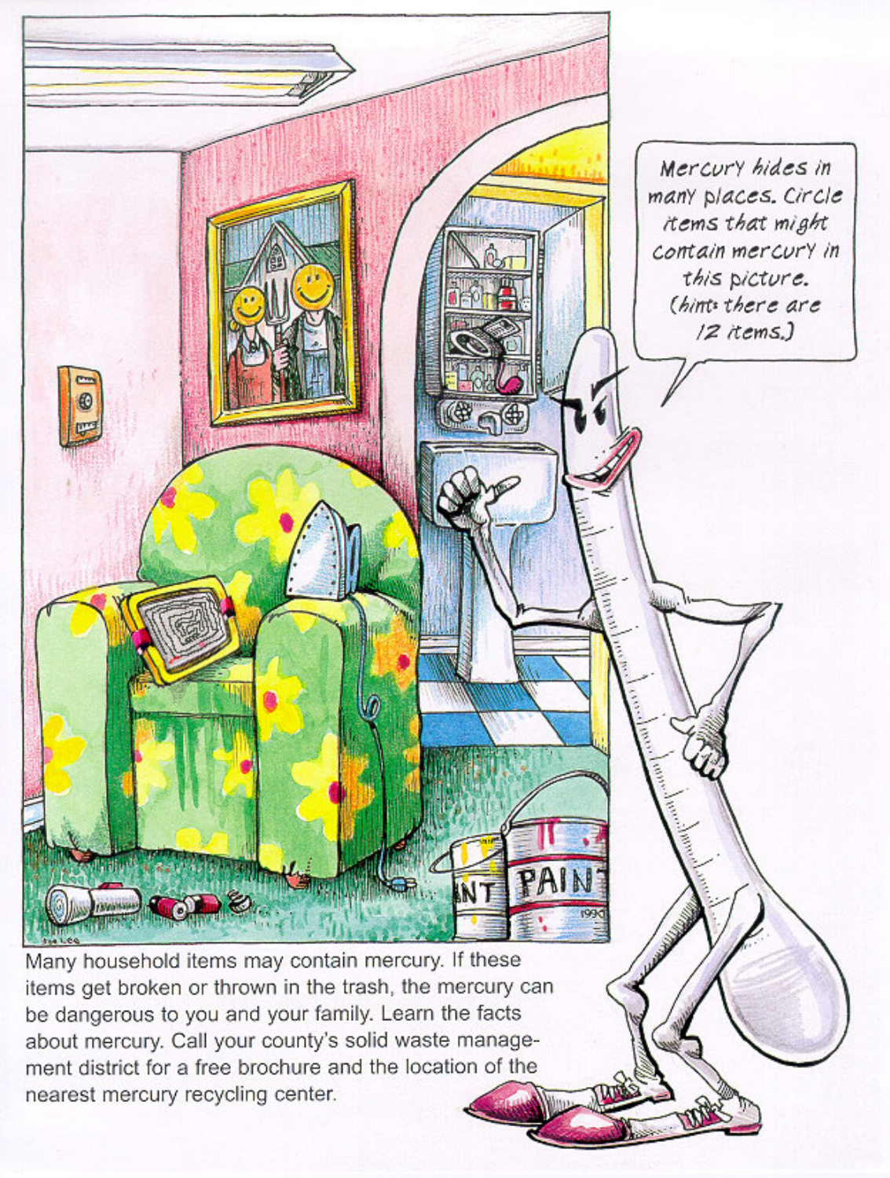Mercury hides in many places. Circle items that might contain mercury in this picture. (hint: there are 12 items.)

Many household items may contain mercury. If these items get broken or thrown in the trash, the mercury can be dangerous to you and your family. Learn the facts about mercury. Call your county's solid waste management district for a free brochure and the location of the nearest mercury recycling center.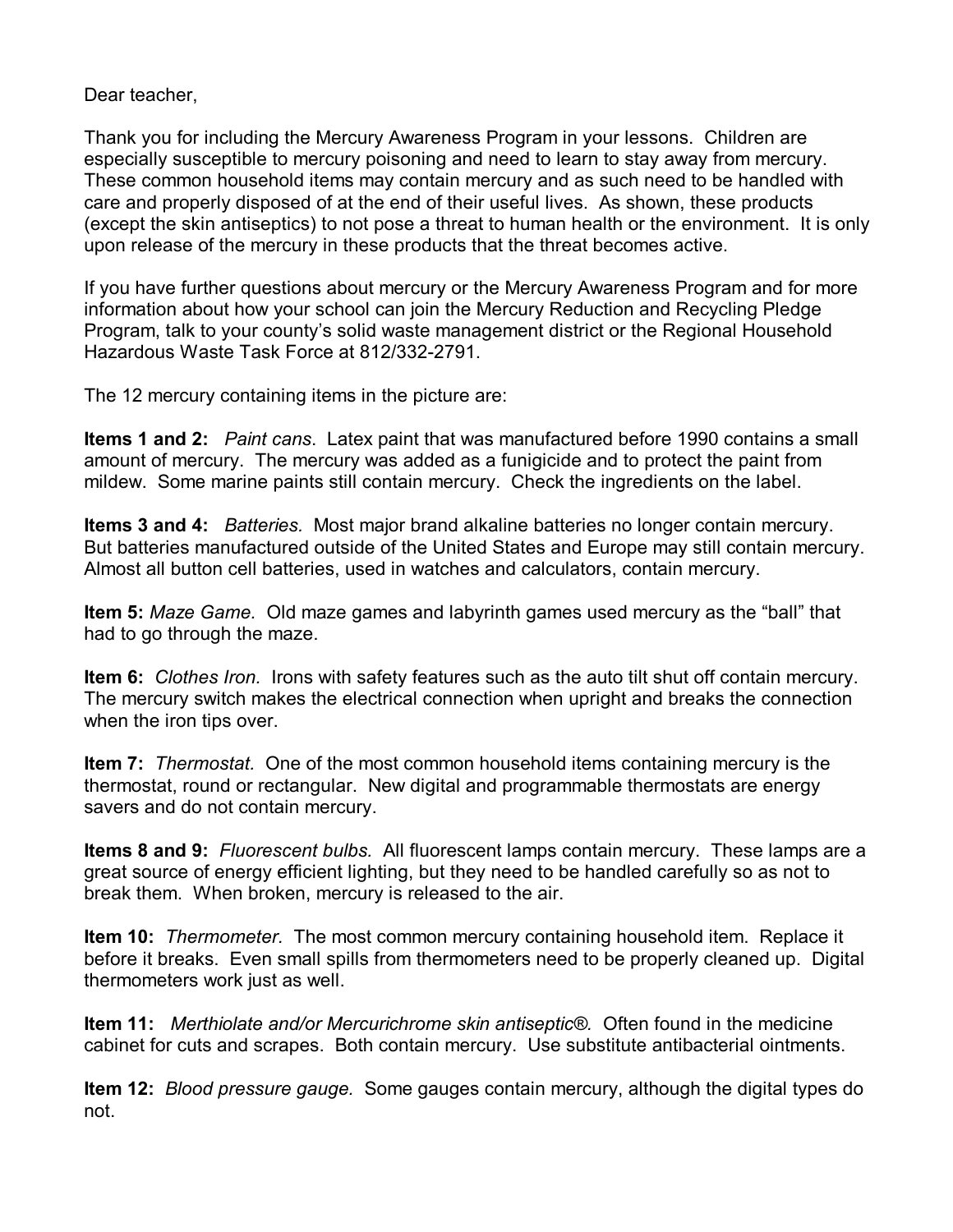Dear teacher,

Thank you for including the Mercury Awareness Program in your lessons. Children are especially susceptible to mercury poisoning and need to learn to stay away from mercury. These common household items may contain mercury and as such need to be handled with care and properly disposed of at the end of their useful lives. As shown, these products (except the skin antiseptics) to not pose a threat to human health or the environment. It is only upon release of the mercury in these products that the threat becomes active.

If you have further questions about mercury or the Mercury Awareness Program and for more information about how your school can join the Mercury Reduction and Recycling Pledge Program, talk to your county's solid waste management district or the Regional Household Hazardous Waste Task Force at 812/332-2791.

The 12 mercury containing items in the picture are:

**Items 1 and 2:** *Paint cans*. Latex paint that was manufactured before 1990 contains a small amount of mercury. The mercury was added as a funigicide and to protect the paint from mildew. Some marine paints still contain mercury. Check the ingredients on the label.

**Items 3 and 4:** *Batteries.* Most major brand alkaline batteries no longer contain mercury. But batteries manufactured outside of the United States and Europe may still contain mercury. Almost all button cell batteries, used in watches and calculators, contain mercury.

**Item 5:** *Maze Game.* Old maze games and labyrinth games used mercury as the "ball" that had to go through the maze.

**Item 6:** *Clothes Iron.* Irons with safety features such as the auto tilt shut off contain mercury. The mercury switch makes the electrical connection when upright and breaks the connection when the iron tips over.

**Item 7:** *Thermostat.* One of the most common household items containing mercury is the thermostat, round or rectangular. New digital and programmable thermostats are energy savers and do not contain mercury.

**Items 8 and 9:** *Fluorescent bulbs.* All fluorescent lamps contain mercury. These lamps are a great source of energy efficient lighting, but they need to be handled carefully so as not to break them. When broken, mercury is released to the air.

**Item 10:** *Thermometer.* The most common mercury containing household item. Replace it before it breaks. Even small spills from thermometers need to be properly cleaned up. Digital thermometers work just as well.

**Item 11:** *Merthiolate and/or Mercurichrome skin antiseptic®.* Often found in the medicine cabinet for cuts and scrapes. Both contain mercury. Use substitute antibacterial ointments.

**Item 12:** *Blood pressure gauge.* Some gauges contain mercury, although the digital types do not.